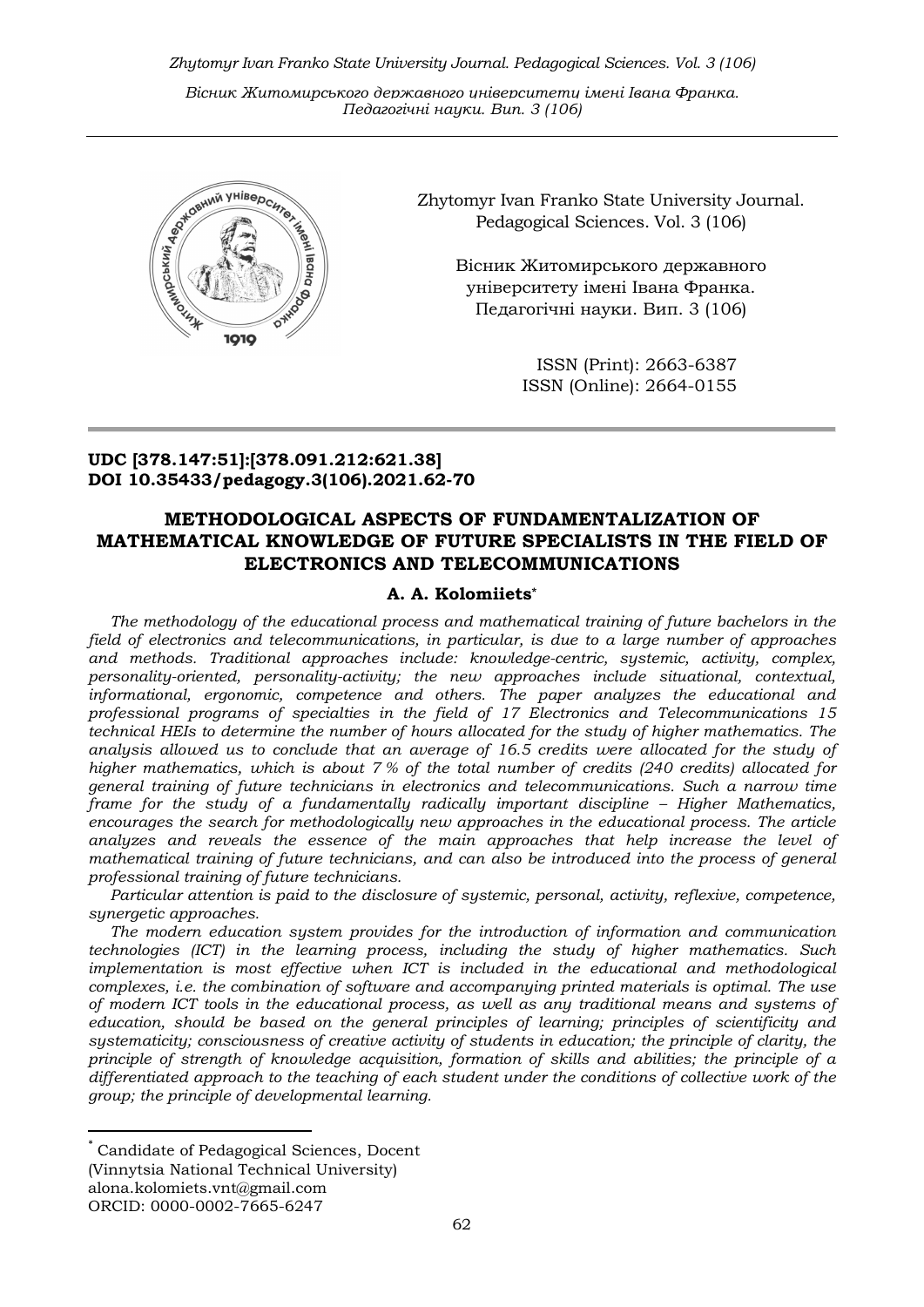Zhytomyr Ivan Franko State University Journal. Pedagogical Sciences. Vol. 3 (106)

Вісник Житомирського державного університету імені Івана Франка. Педагогічні науки. Вип. 3 (106)

ISSN (Print): 2663-6387
ISSN (Online): 2664-0155

**UDC [378.147:51]:[378.091.212:621.38]**
**DOI 10.35433/pedagogy.3(106).2021.62-70**

# METHODOLOGICAL ASPECTS OF FUNDAMENTALIZATION OF MATHEMATICAL KNOWLEDGE OF FUTURE SPECIALISTS IN THE FIELD OF ELECTRONICS AND TELECOMMUNICATIONS

**A. A. Kolomiiets***

*The methodology of the educational process and mathematical training of future bachelors in the field of electronics and telecommunications, in particular, is due to a large number of approaches and methods. Traditional approaches include: knowledge-centric, systemic, activity, complex, personality-oriented, personality-activity; the new approaches include situational, contextual, informational, ergonomic, competence and others. The paper analyzes the educational and professional programs of specialties in the field of 17 Electronics and Telecommunications 15 technical HEIs to determine the number of hours allocated for the study of higher mathematics. The analysis allowed us to conclude that an average of 16.5 credits were allocated for the study of higher mathematics, which is about 7 % of the total number of credits (240 credits) allocated for general training of future technicians in electronics and telecommunications. Such a narrow time frame for the study of a fundamentally radically important discipline – Higher Mathematics, encourages the search for methodologically new approaches in the educational process. The article analyzes and reveals the essence of the main approaches that help increase the level of mathematical training of future technicians, and can also be introduced into the process of general professional training of future technicians.*

*Particular attention is paid to the disclosure of systemic, personal, activity, reflexive, competence, synergetic approaches.*

*The modern education system provides for the introduction of information and communication technologies (ICT) in the learning process, including the study of higher mathematics. Such implementation is most effective when ICT is included in the educational and methodological complexes, i.e. the combination of software and accompanying printed materials is optimal. The use of modern ICT tools in the educational process, as well as any traditional means and systems of education, should be based on the general principles of learning; principles of scientificity and systematicity; consciousness of creative activity of students in education; the principle of clarity, the principle of strength of knowledge acquisition, formation of skills and abilities; the principle of a differentiated approach to the teaching of each student under the conditions of collective work of the group; the principle of developmental learning.*

---

\* Candidate of Pedagogical Sciences, Docent
(Vinnytsia National Technical University)
alona.kolomiets.vnt@gmail.com
ORCID: 0000-0002-7665-6247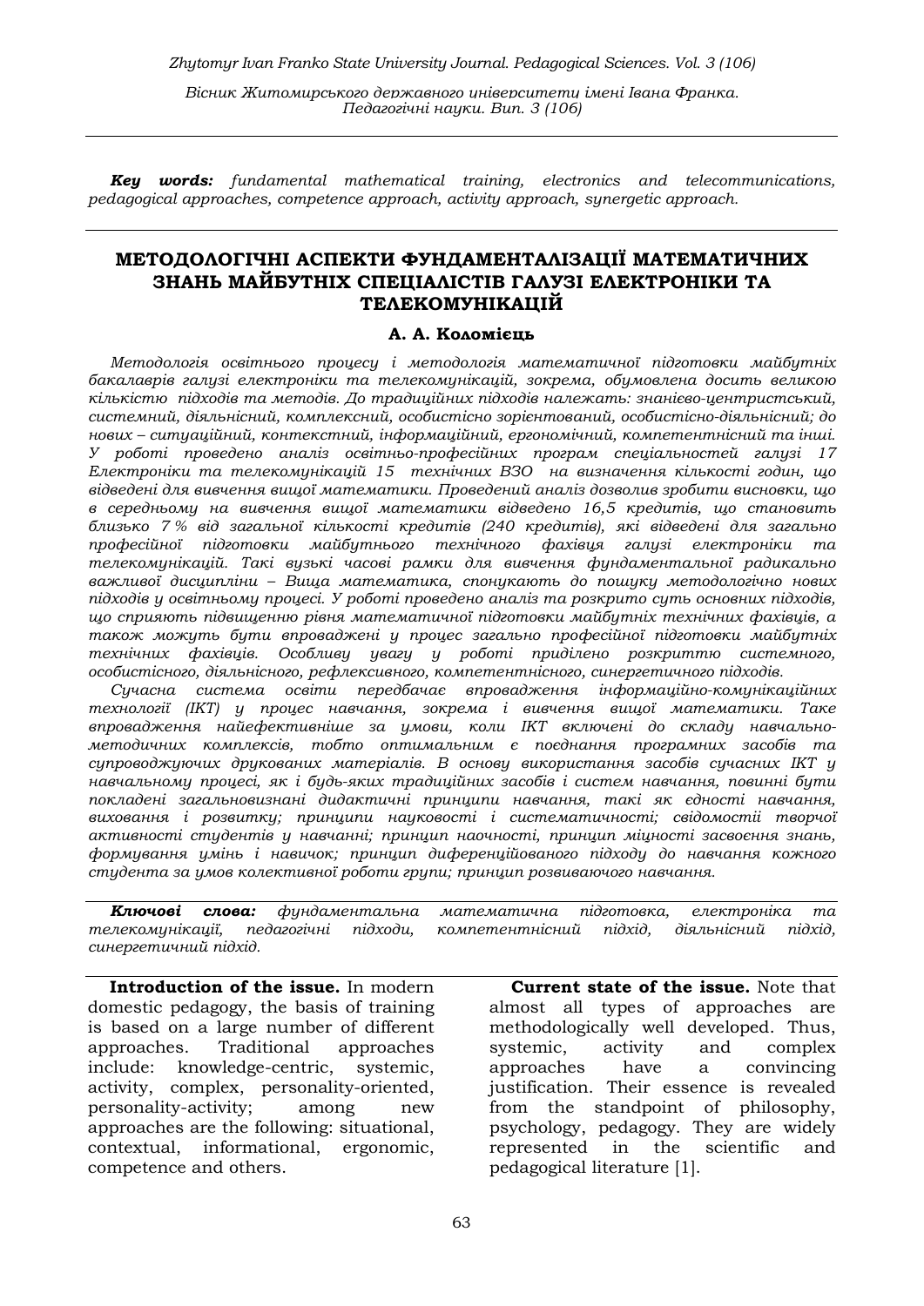***Key words:*** *fundamental mathematical training, electronics and telecommunications, pedagogical approaches, competence approach, activity approach, synergetic approach.*

## МЕТОДОЛОГІЧНІ АСПЕКТИ ФУНДАМЕНТАЛІЗАЦІЇ МАТЕМАТИЧНИХ ЗНАНЬ МАЙБУТНІХ СПЕЦІАЛІСТІВ ГАЛУЗІ ЕЛЕКТРОНІКИ ТА ТЕЛЕКОМУНІКАЦІЙ

**А. А. Коломієць**

*Методологія освітнього процесу і методологія математичної підготовки майбутніх бакалаврів галузі електроніки та телекомунікацій, зокрема, обумовлена досить великою кількістю підходів та методів. До традиційних підходів належать: знанієво-центристський, системний, діяльнісний, комплексний, особистісно зорієнтований, особистісно-діяльнісний; до нових – ситуаційний, контекстний, інформаційний, ергономічний, компетентнісний та інші. У роботі проведено аналіз освітньо-професійних програм спеціальностей галузі 17 Електроніки та телекомунікацій 15 технічних ВЗО на визначення кількості годин, що відведені для вивчення вищої математики. Проведений аналіз дозволив зробити висновки, що в середньому на вивчення вищої математики відведено 16,5 кредитів, що становить близько 7 % від загальної кількості кредитів (240 кредитів), які відведені для загально професійної підготовки майбутнього технічного фахівця галузі електроніки та телекомунікацій. Такі вузькі часові рамки для вивчення фундаментальної радикально важливої дисципліни – Вища математика, спонукають до пошуку методологічно нових підходів у освітньому процесі. У роботі проведено аналіз та розкрито суть основних підходів, що сприяють підвищенню рівня математичної підготовки майбутніх технічних фахівців, а також можуть бути впроваджені у процес загально професійної підготовки майбутніх технічних фахівців. Особливу увагу у роботі приділено розкриттю системного, особистісного, діяльнісного, рефлексивного, компетентнісного, синергетичного підходів.*

*Сучасна система освіти передбачає впровадження інформаційно-комунікаційних технологій (ІКТ) у процес навчання, зокрема і вивчення вищої математики. Таке впровадження найефективніше за умови, коли ІКТ включені до складу навчально-методичних комплексів, тобто оптимальним є поєднання програмних засобів та супроводжуючих друкованих матеріалів. В основу використання засобів сучасних ІКТ у навчальному процесі, як і будь-яких традиційних засобів і систем навчання, повинні бути покладені загальновизнані дидактичні принципи навчання, такі як єдності навчання, виховання і розвитку; принципи науковості і систематичності; свідомостії творчої активності студентів у навчанні; принцип наочності, принцип міцності засвоєння знань, формування умінь і навичок; принцип диференційованого підходу до навчання кожного студента за умов колективної роботи групи; принцип розвиваючого навчання.*

***Ключові слова:*** *фундаментальна математична підготовка, електроніка та телекомунікації, педагогічні підходи, компетентнісний підхід, діяльнісний підхід, синергетичний підхід.*

**Introduction of the issue.** In modern domestic pedagogy, the basis of training is based on a large number of different approaches. Traditional approaches include: knowledge-centric, systemic, activity, complex, personality-oriented, personality-activity; among new approaches are the following: situational, contextual, informational, ergonomic, competence and others.

**Current state of the issue.** Note that almost all types of approaches are methodologically well developed. Thus, systemic, activity and complex approaches have a convincing justification. Their essence is revealed from the standpoint of philosophy, psychology, pedagogy. They are widely represented in the scientific and pedagogical literature [1].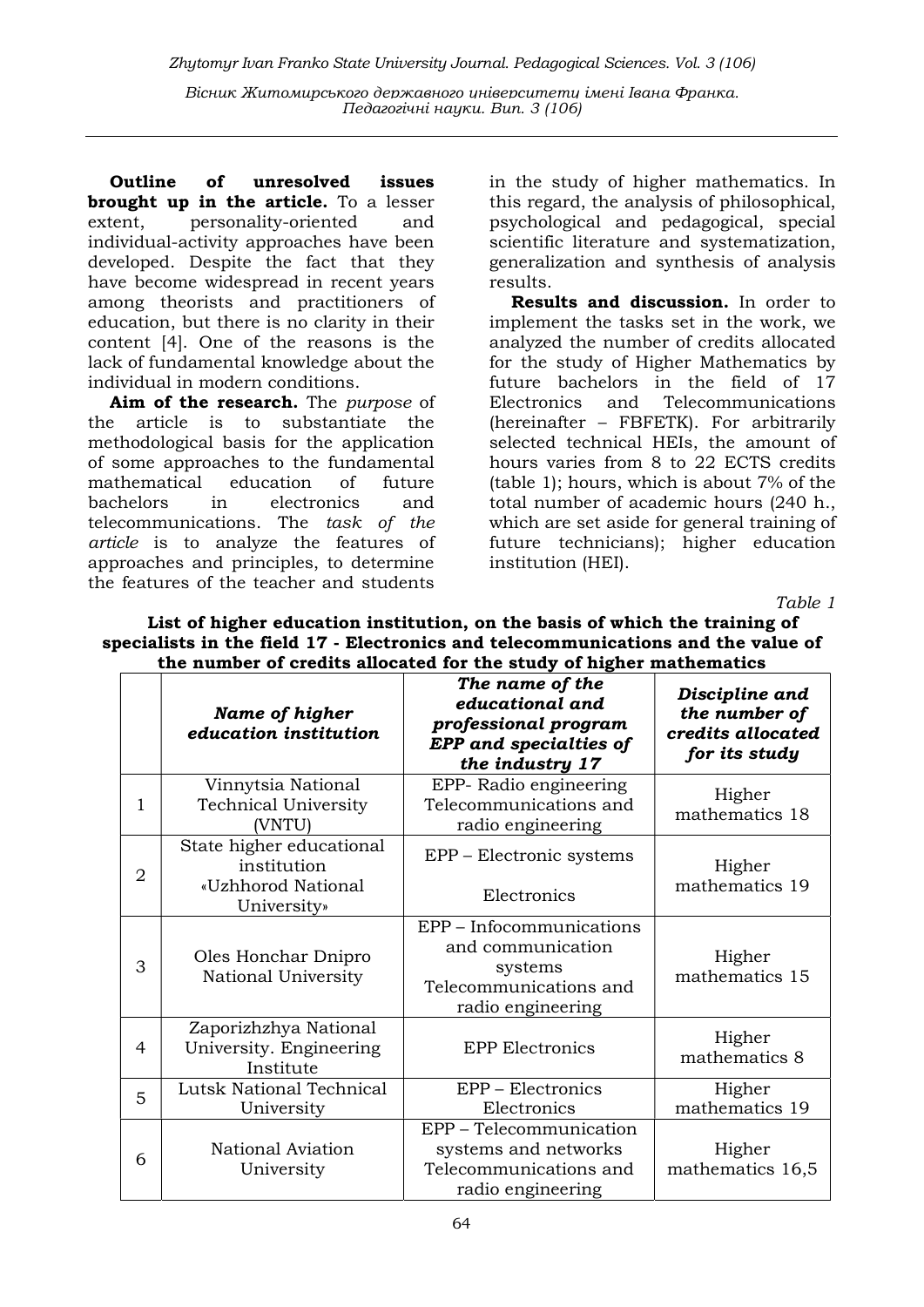**Outline of unresolved issues brought up in the article.** To a lesser extent, personality-oriented and individual-activity approaches have been developed. Despite the fact that they have become widespread in recent years among theorists and practitioners of education, but there is no clarity in their content [4]. One of the reasons is the lack of fundamental knowledge about the individual in modern conditions.

**Aim of the research.** The *purpose* of the article is to substantiate the methodological basis for the application of some approaches to the fundamental mathematical education of future bachelors in electronics and telecommunications. The *task of the article* is to analyze the features of approaches and principles, to determine the features of the teacher and students in the study of higher mathematics. In this regard, the analysis of philosophical, psychological and pedagogical, special scientific literature and systematization, generalization and synthesis of analysis results.

**Results and discussion.** In order to implement the tasks set in the work, we analyzed the number of credits allocated for the study of Higher Mathematics by future bachelors in the field of 17 Electronics and Telecommunications (hereinafter – FBFETK). For arbitrarily selected technical HEIs, the amount of hours varies from 8 to 22 ECTS credits (table 1); hours, which is about 7% of the total number of academic hours (240 h., which are set aside for general training of future technicians); higher education institution (HEI).

*Table 1*

**List of higher education institution, on the basis of which the training of specialists in the field 17 - Electronics and telecommunications and the value of the number of credits allocated for the study of higher mathematics**

| | *Name of higher education institution* | *The name of the educational and professional program EPP and specialties of the industry 17* | *Discipline and the number of credits allocated for its study* |
|---|---|---|---|
| 1 | Vinnytsia National Technical University (VNTU) | EPP- Radio engineering Telecommunications and radio engineering | Higher mathematics 18 |
| 2 | State higher educational institution «Uzhhorod National University» | EPP – Electronic systems Electronics | Higher mathematics 19 |
| 3 | Oles Honchar Dnipro National University | EPP – Infocommunications and communication systems Telecommunications and radio engineering | Higher mathematics 15 |
| 4 | Zaporizhzhya National University. Engineering Institute | EPP Electronics | Higher mathematics 8 |
| 5 | Lutsk National Technical University | EPP – Electronics Electronics | Higher mathematics 19 |
| 6 | National Aviation University | EPP – Telecommunication systems and networks Telecommunications and radio engineering | Higher mathematics 16,5 |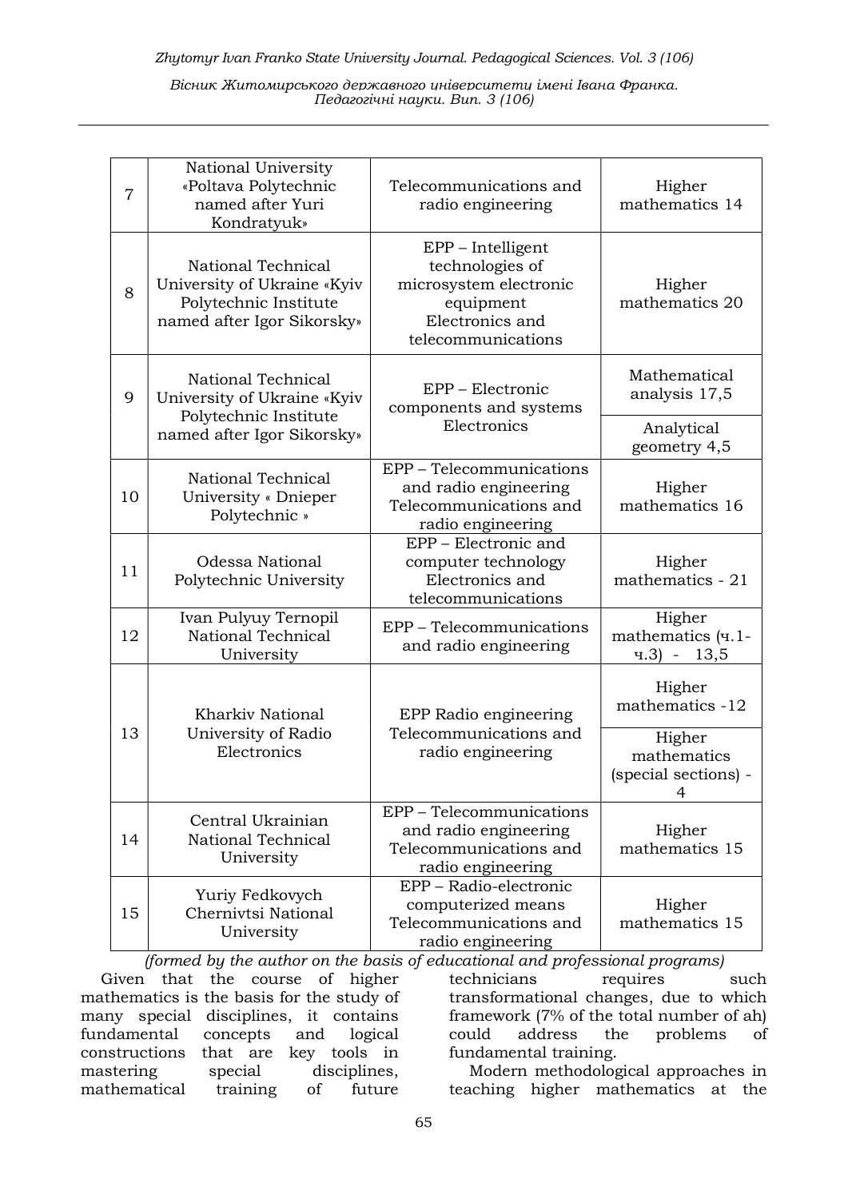| 7 | National University «Poltava Polytechnic named after Yuri Kondratyuk» | Telecommunications and radio engineering | Higher mathematics 14 |
|---|---|---|---|
| 8 | National Technical University of Ukraine «Kyiv Polytechnic Institute named after Igor Sikorsky» | EPP – Intelligent technologies of microsystem electronic equipment Electronics and telecommunications | Higher mathematics 20 |
| 9 | National Technical University of Ukraine «Kyiv Polytechnic Institute named after Igor Sikorsky» | EPP – Electronic components and systems Electronics | Mathematical analysis 17,5 |
| | | | Analytical geometry 4,5 |
| 10 | National Technical University « Dnieper Polytechnic » | EPP – Telecommunications and radio engineering Telecommunications and radio engineering | Higher mathematics 16 |
| 11 | Odessa National Polytechnic University | EPP – Electronic and computer technology Electronics and telecommunications | Higher mathematics - 21 |
| 12 | Ivan Pulyuy Ternopil National Technical University | EPP – Telecommunications and radio engineering | Higher mathematics (ч.1-ч.3) - 13,5 |
| 13 | Kharkiv National University of Radio Electronics | EPP Radio engineering Telecommunications and radio engineering | Higher mathematics -12 |
| | | | Higher mathematics (special sections) - 4 |
| 14 | Central Ukrainian National Technical University | EPP – Telecommunications and radio engineering Telecommunications and radio engineering | Higher mathematics 15 |
| 15 | Yuriy Fedkovych Chernivtsi National University | EPP – Radio-electronic computerized means Telecommunications and radio engineering | Higher mathematics 15 |

*(formed by the author on the basis of educational and professional programs)*

Given that the course of higher mathematics is the basis for the study of many special disciplines, it contains fundamental concepts and logical constructions that are key tools in mastering special disciplines, mathematical training of future technicians requires such transformational changes, due to which framework (7% of the total number of ah) could address the problems of fundamental training.

Modern methodological approaches in teaching higher mathematics at the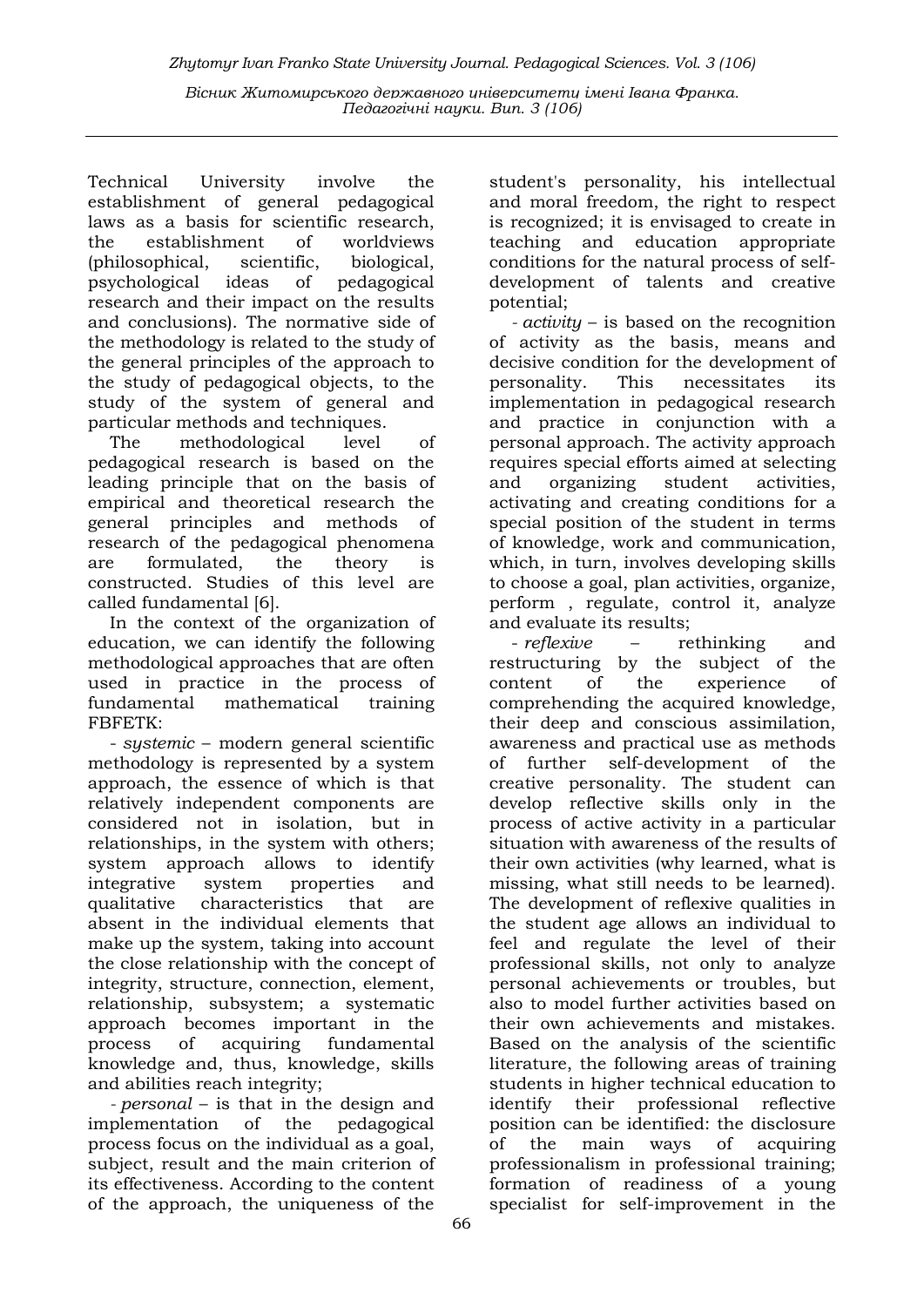Technical University involve the establishment of general pedagogical laws as a basis for scientific research, the establishment of worldviews (philosophical, scientific, biological, psychological ideas of pedagogical research and their impact on the results and conclusions). The normative side of the methodology is related to the study of the general principles of the approach to the study of pedagogical objects, to the study of the system of general and particular methods and techniques.

The methodological level of pedagogical research is based on the leading principle that on the basis of empirical and theoretical research the general principles and methods of research of the pedagogical phenomena are formulated, the theory is constructed. Studies of this level are called fundamental [6].

In the context of the organization of education, we can identify the following methodological approaches that are often used in practice in the process of fundamental mathematical training FBFETK:

- *systemic* – modern general scientific methodology is represented by a system approach, the essence of which is that relatively independent components are considered not in isolation, but in relationships, in the system with others; system approach allows to identify integrative system properties and qualitative characteristics that are absent in the individual elements that make up the system, taking into account the close relationship with the concept of integrity, structure, connection, element, relationship, subsystem; a systematic approach becomes important in the process of acquiring fundamental knowledge and, thus, knowledge, skills and abilities reach integrity;

- *personal* – is that in the design and implementation of the pedagogical process focus on the individual as a goal, subject, result and the main criterion of its effectiveness. According to the content of the approach, the uniqueness of the student's personality, his intellectual and moral freedom, the right to respect is recognized; it is envisaged to create in teaching and education appropriate conditions for the natural process of self-development of talents and creative potential;

- *activity* – is based on the recognition of activity as the basis, means and decisive condition for the development of personality. This necessitates its implementation in pedagogical research and practice in conjunction with a personal approach. The activity approach requires special efforts aimed at selecting and organizing student activities, activating and creating conditions for a special position of the student in terms of knowledge, work and communication, which, in turn, involves developing skills to choose a goal, plan activities, organize, perform , regulate, control it, analyze and evaluate its results;

- *reflexive* – rethinking and restructuring by the subject of the content of the experience of comprehending the acquired knowledge, their deep and conscious assimilation, awareness and practical use as methods of further self-development of the creative personality. The student can develop reflective skills only in the process of active activity in a particular situation with awareness of the results of their own activities (why learned, what is missing, what still needs to be learned). The development of reflexive qualities in the student age allows an individual to feel and regulate the level of their professional skills, not only to analyze personal achievements or troubles, but also to model further activities based on their own achievements and mistakes. Based on the analysis of the scientific literature, the following areas of training students in higher technical education to identify their professional reflective position can be identified: the disclosure of the main ways of acquiring professionalism in professional training; formation of readiness of a young specialist for self-improvement in the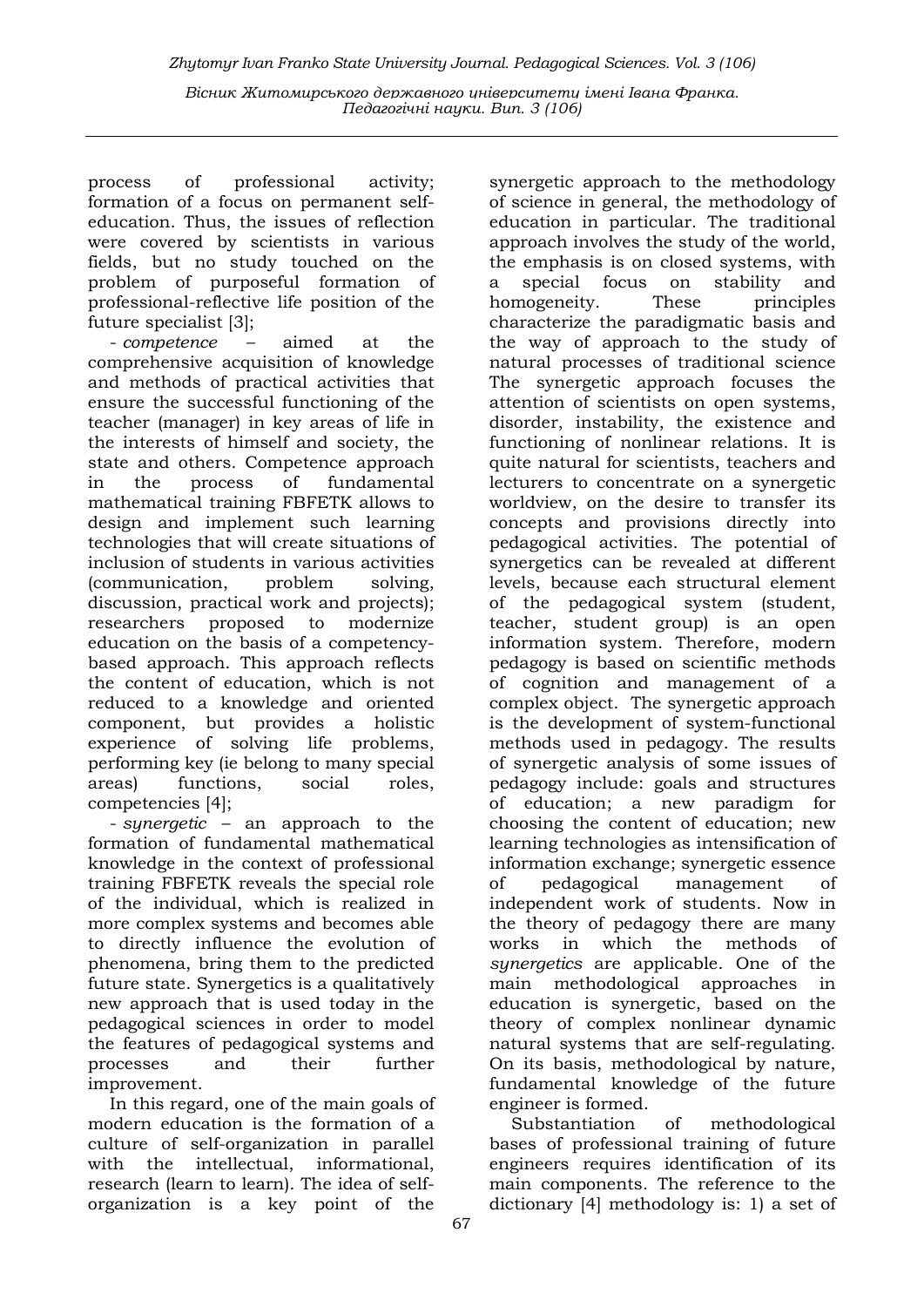process of professional activity; formation of a focus on permanent self-education. Thus, the issues of reflection were covered by scientists in various fields, but no study touched on the problem of purposeful formation of professional-reflective life position of the future specialist [3];

- *competence* – aimed at the comprehensive acquisition of knowledge and methods of practical activities that ensure the successful functioning of the teacher (manager) in key areas of life in the interests of himself and society, the state and others. Competence approach in the process of fundamental mathematical training FBFETK allows to design and implement such learning technologies that will create situations of inclusion of students in various activities (communication, problem solving, discussion, practical work and projects); researchers proposed to modernize education on the basis of a competency-based approach. This approach reflects the content of education, which is not reduced to a knowledge and oriented component, but provides a holistic experience of solving life problems, performing key (ie belong to many special areas) functions, social roles, competencies [4];

- *synergetic* – an approach to the formation of fundamental mathematical knowledge in the context of professional training FBFETK reveals the special role of the individual, which is realized in more complex systems and becomes able to directly influence the evolution of phenomena, bring them to the predicted future state. Synergetics is a qualitatively new approach that is used today in the pedagogical sciences in order to model the features of pedagogical systems and processes and their further improvement.

In this regard, one of the main goals of modern education is the formation of a culture of self-organization in parallel with the intellectual, informational, research (learn to learn). The idea of self-organization is a key point of the synergetic approach to the methodology of science in general, the methodology of education in particular. The traditional approach involves the study of the world, the emphasis is on closed systems, with a special focus on stability and homogeneity. These principles characterize the paradigmatic basis and the way of approach to the study of natural processes of traditional science The synergetic approach focuses the attention of scientists on open systems, disorder, instability, the existence and functioning of nonlinear relations. It is quite natural for scientists, teachers and lecturers to concentrate on a synergetic worldview, on the desire to transfer its concepts and provisions directly into pedagogical activities. The potential of synergetics can be revealed at different levels, because each structural element of the pedagogical system (student, teacher, student group) is an open information system. Therefore, modern pedagogy is based on scientific methods of cognition and management of a complex object. The synergetic approach is the development of system-functional methods used in pedagogy. The results of synergetic analysis of some issues of pedagogy include: goals and structures of education; a new paradigm for choosing the content of education; new learning technologies as intensification of information exchange; synergetic essence of pedagogical management of independent work of students. Now in the theory of pedagogy there are many works in which the methods of *synergetics* are applicable. One of the main methodological approaches in education is synergetic, based on the theory of complex nonlinear dynamic natural systems that are self-regulating. On its basis, methodological by nature, fundamental knowledge of the future engineer is formed.

Substantiation of methodological bases of professional training of future engineers requires identification of its main components. The reference to the dictionary [4] methodology is: 1) a set of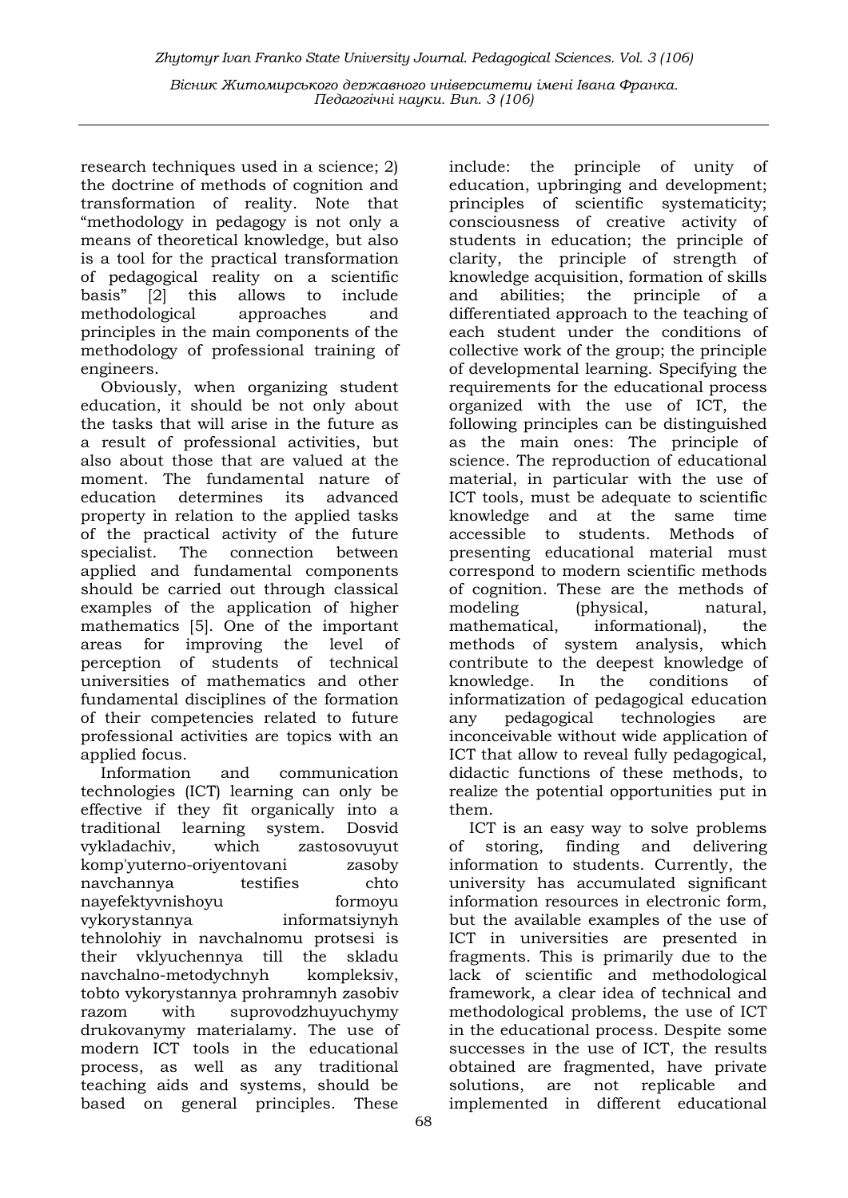research techniques used in a science; 2) the doctrine of methods of cognition and transformation of reality. Note that "methodology in pedagogy is not only a means of theoretical knowledge, but also is a tool for the practical transformation of pedagogical reality on a scientific basis" [2] this allows to include methodological approaches and principles in the main components of the methodology of professional training of engineers.

Obviously, when organizing student education, it should be not only about the tasks that will arise in the future as a result of professional activities, but also about those that are valued at the moment. The fundamental nature of education determines its advanced property in relation to the applied tasks of the practical activity of the future specialist. The connection between applied and fundamental components should be carried out through classical examples of the application of higher mathematics [5]. One of the important areas for improving the level of perception of students of technical universities of mathematics and other fundamental disciplines of the formation of their competencies related to future professional activities are topics with an applied focus.

Information and communication technologies (ICT) learning can only be effective if they fit organically into a traditional learning system. Dosvid vykladachiv, which zastosovuyut komp'yuterno-oriyentovani zasoby navchannya testifies chto nayefektyvnishoyu formoyu vykorystannya informatsiynyh tehnolohiy in navchalnomu protsesi is their vklyuchennya till the skladu navchalno-metodychnyh kompleksiv, tobto vykorystannya prohramnyh zasobiv razom with suprovodzhuyuchymy drukovanymy materialamy. The use of modern ICT tools in the educational process, as well as any traditional teaching aids and systems, should be based on general principles. These include: the principle of unity of education, upbringing and development; principles of scientific systematicity; consciousness of creative activity of students in education; the principle of clarity, the principle of strength of knowledge acquisition, formation of skills and abilities; the principle of a differentiated approach to the teaching of each student under the conditions of collective work of the group; the principle of developmental learning. Specifying the requirements for the educational process organized with the use of ICT, the following principles can be distinguished as the main ones: The principle of science. The reproduction of educational material, in particular with the use of ICT tools, must be adequate to scientific knowledge and at the same time accessible to students. Methods of presenting educational material must correspond to modern scientific methods of cognition. These are the methods of modeling (physical, natural, mathematical, informational), the methods of system analysis, which contribute to the deepest knowledge of knowledge. In the conditions of informatization of pedagogical education any pedagogical technologies are inconceivable without wide application of ICT that allow to reveal fully pedagogical, didactic functions of these methods, to realize the potential opportunities put in them.

ICT is an easy way to solve problems of storing, finding and delivering information to students. Currently, the university has accumulated significant information resources in electronic form, but the available examples of the use of ICT in universities are presented in fragments. This is primarily due to the lack of scientific and methodological framework, a clear idea of technical and methodological problems, the use of ICT in the educational process. Despite some successes in the use of ICT, the results obtained are fragmented, have private solutions, are not replicable and implemented in different educational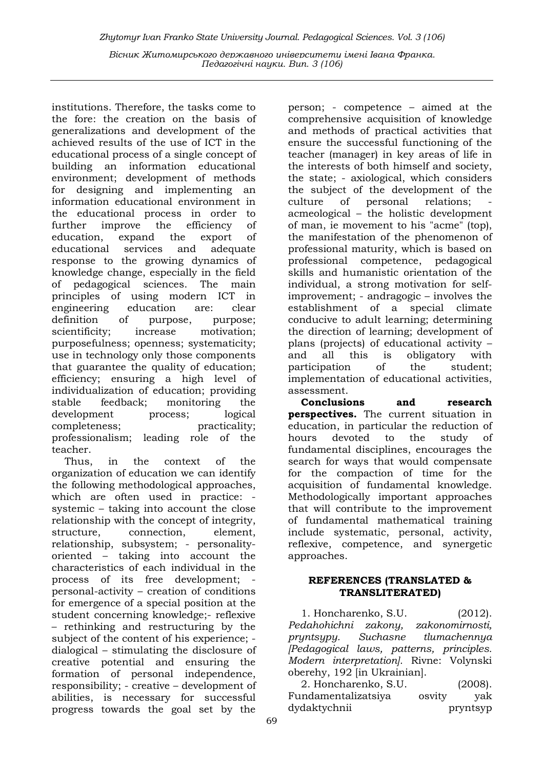institutions. Therefore, the tasks come to the fore: the creation on the basis of generalizations and development of the achieved results of the use of ICT in the educational process of a single concept of building an information educational environment; development of methods for designing and implementing an information educational environment in the educational process in order to further improve the efficiency of education, expand the export of educational services and adequate response to the growing dynamics of knowledge change, especially in the field of pedagogical sciences. The main principles of using modern ICT in engineering education are: clear definition of purpose, purpose; scientificity; increase motivation; purposefulness; openness; systematicity; use in technology only those components that guarantee the quality of education; efficiency; ensuring a high level of individualization of education; providing stable feedback; monitoring the development process; logical completeness; practicality; professionalism; leading role of the teacher.

Thus, in the context of the organization of education we can identify the following methodological approaches, which are often used in practice: - systemic – taking into account the close relationship with the concept of integrity, structure, connection, element, relationship, subsystem; - personality-oriented – taking into account the characteristics of each individual in the process of its free development; - personal-activity – creation of conditions for emergence of a special position at the student concerning knowledge;- reflexive – rethinking and restructuring by the subject of the content of his experience; - dialogical – stimulating the disclosure of creative potential and ensuring the formation of personal independence, responsibility; - creative – development of abilities, is necessary for successful progress towards the goal set by the person; - competence – aimed at the comprehensive acquisition of knowledge and methods of practical activities that ensure the successful functioning of the teacher (manager) in key areas of life in the interests of both himself and society, the state; - axiological, which considers the subject of the development of the culture of personal relations; - acmeological – the holistic development of man, ie movement to his "acme" (top), the manifestation of the phenomenon of professional maturity, which is based on professional competence, pedagogical skills and humanistic orientation of the individual, a strong motivation for self-improvement; - andragogic – involves the establishment of a special climate conducive to adult learning; determining the direction of learning; development of plans (projects) of educational activity – and all this is obligatory with participation of the student; implementation of educational activities, assessment.

**Conclusions and research perspectives.** The current situation in education, in particular the reduction of hours devoted to the study of fundamental disciplines, encourages the search for ways that would compensate for the compaction of time for the acquisition of fundamental knowledge. Methodologically important approaches that will contribute to the improvement of fundamental mathematical training include systematic, personal, activity, reflexive, competence, and synergetic approaches.

**REFERENCES (TRANSLATED & TRANSLITERATED)**

1. Honcharenko, S.U. (2012). *Pedahohichni zakony, zakonomirnosti, pryntsypy. Suchasne tlumachennya [Pedagogical laws, patterns, principles. Modern interpretation].* Rivne: Volynski oberehy, 192 [in Ukrainian].

2. Honcharenko, S.U. (2008). Fundamentalizatsiya osvity yak dydaktychnii pryntsyp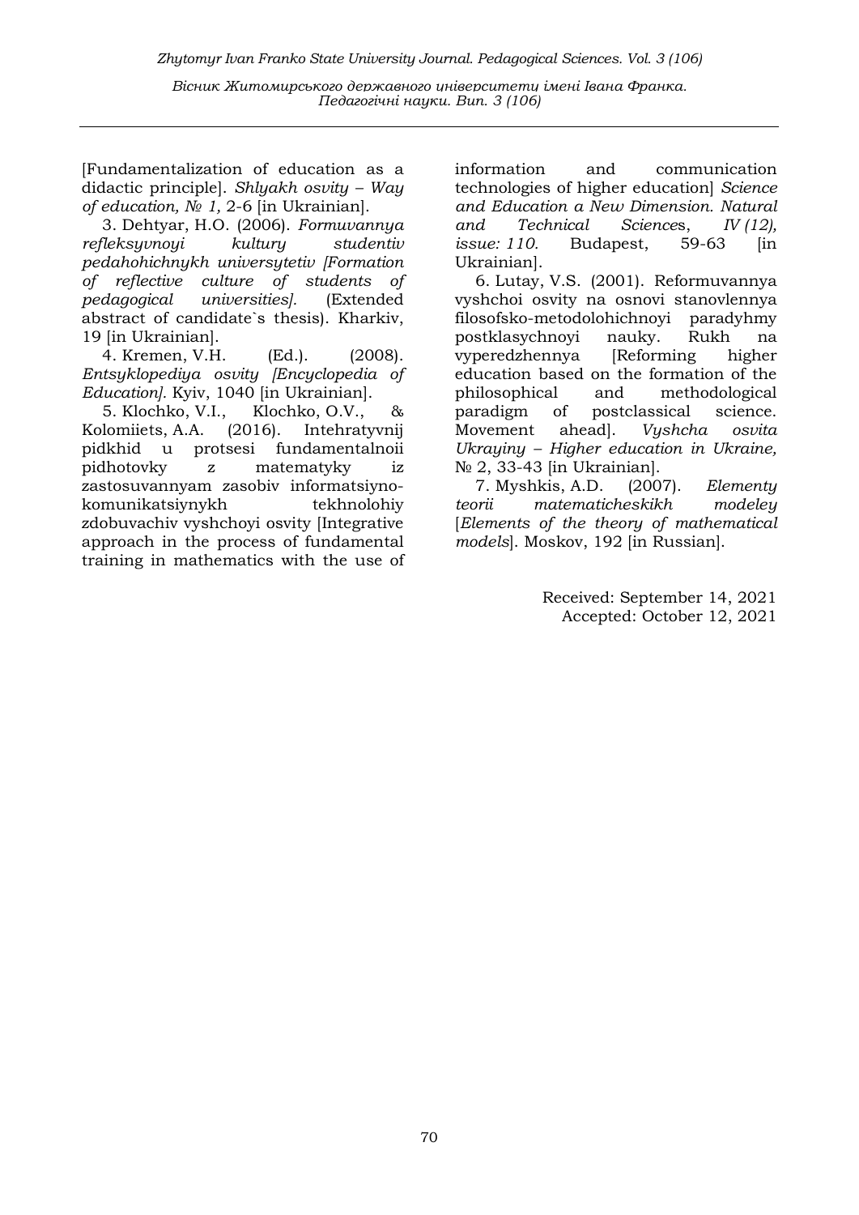[Fundamentalization of education as a didactic principle]. *Shlyakh osvity – Way of education, № 1,* 2-6 [in Ukrainian].

3. Dehtyar, H.O. (2006). *Formuvannya refleksyvnoyi kultury studentiv pedahohichnykh universytetiv [Formation of reflective culture of students of pedagogical universities].* (Extended abstract of candidate`s thesis). Kharkiv, 19 [in Ukrainian].

4. Kremen, V.H. (Ed.). (2008). *Entsyklopediya osvity [Encyclopedia of Education].* Kyiv, 1040 [in Ukrainian].

5. Klochko, V.I., Klochko, O.V., & Kolomiiets, A.A. (2016). Intehratyvnij pidkhid u protsesi fundamentalnoii pidhotovky z matematyky iz zastosuvannyam zasobiv informatsiyno-komunikatsiynykh tekhnolohiy zdobuvachiv vyshchoyi osvity [Integrative approach in the process of fundamental training in mathematics with the use of information and communication technologies of higher education] *Science and Education a New Dimension. Natural and Technical Sciences, IV (12), issue: 110.* Budapest, 59-63 [in Ukrainian].

6. Lutay, V.S. (2001). Reformuvannya vyshchoi osvity na osnovi stanovlennya filosofsko-metodolohichnoyi paradyhmy postklasychnoyi nauky. Rukh na vyperedzhennya [Reforming higher education based on the formation of the philosophical and methodological paradigm of postclassical science. Movement ahead]. *Vyshcha osvita Ukrayiny – Higher education in Ukraine,* № 2, 33-43 [in Ukrainian].

7. Myshkis, A.D. (2007). *Elementy teorii matematicheskikh modeley* [*Elements of the theory of mathematical models*]. Moskov, 192 [in Russian].

Received: September 14, 2021
Accepted: October 12, 2021